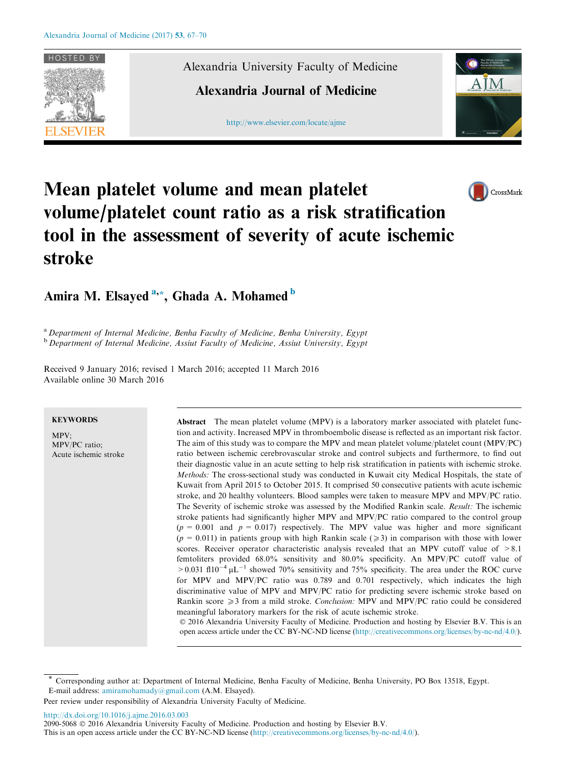# Mean platelet volume and mean platelet volume/platelet count ratio as a risk stratification tool in the assessment of severity of acute ischemic stroke

**Amira M. Elsayed** [a,*], **Ghada A. Mohamed** [b]

[a] *Department of Internal Medicine, Benha Faculty of Medicine, Benha University, Egypt*
[b] *Department of Internal Medicine, Assiut Faculty of Medicine, Assiut University, Egypt*

Received 9 January 2016; revised 1 March 2016; accepted 11 March 2016
Available online 30 March 2016

**KEYWORDS**

MPV;
MPV/PC ratio;
Acute ischemic stroke

**Abstract** The mean platelet volume (MPV) is a laboratory marker associated with platelet function and activity. Increased MPV in thromboembolic disease is reflected as an important risk factor. The aim of this study was to compare the MPV and mean platelet volume/platelet count (MPV/PC) ratio between ischemic cerebrovascular stroke and control subjects and furthermore, to find out their diagnostic value in an acute setting to help risk stratification in patients with ischemic stroke. *Methods:* The cross-sectional study was conducted in Kuwait city Medical Hospitals, the state of Kuwait from April 2015 to October 2015. It comprised 50 consecutive patients with acute ischemic stroke, and 20 healthy volunteers. Blood samples were taken to measure MPV and MPV/PC ratio. The Severity of ischemic stroke was assessed by the Modified Rankin scale. *Result:* The ischemic stroke patients had significantly higher MPV and MPV/PC ratio compared to the control group ($p = 0.001$ and $p = 0.017$) respectively. The MPV value was higher and more significant ($p = 0.011$) in patients group with high Rankin scale ($\geqslant 3$) in comparison with those with lower scores. Receiver operator characteristic analysis revealed that an MPV cutoff value of $> 8.1$ femtoliters provided 68.0% sensitivity and 80.0% specificity. An MPV/PC cutoff value of $> 0.031$ fl$10^{-4}$ $\mu L^{-1}$ showed 70% sensitivity and 75% specificity. The area under the ROC curve for MPV and MPV/PC ratio was 0.789 and 0.701 respectively, which indicates the high discriminative value of MPV and MPV/PC ratio for predicting severe ischemic stroke based on Rankin score $\geqslant 3$ from a mild stroke. *Conclusion:* MPV and MPV/PC ratio could be considered meaningful laboratory markers for the risk of acute ischemic stroke.

© 2016 Alexandria University Faculty of Medicine. Production and hosting by Elsevier B.V. This is an open access article under the CC BY-NC-ND license (http://creativecommons.org/licenses/by-nc-nd/4.0/).

\* Corresponding author at: Department of Internal Medicine, Benha Faculty of Medicine, Benha University, PO Box 13518, Egypt.
E-mail address: amiramohamady@gmail.com (A.M. Elsayed).

Peer review under responsibility of Alexandria University Faculty of Medicine.

http://dx.doi.org/10.1016/j.ajme.2016.03.003
2090-5068 © 2016 Alexandria University Faculty of Medicine. Production and hosting by Elsevier B.V.
This is an open access article under the CC BY-NC-ND license (http://creativecommons.org/licenses/by-nc-nd/4.0/).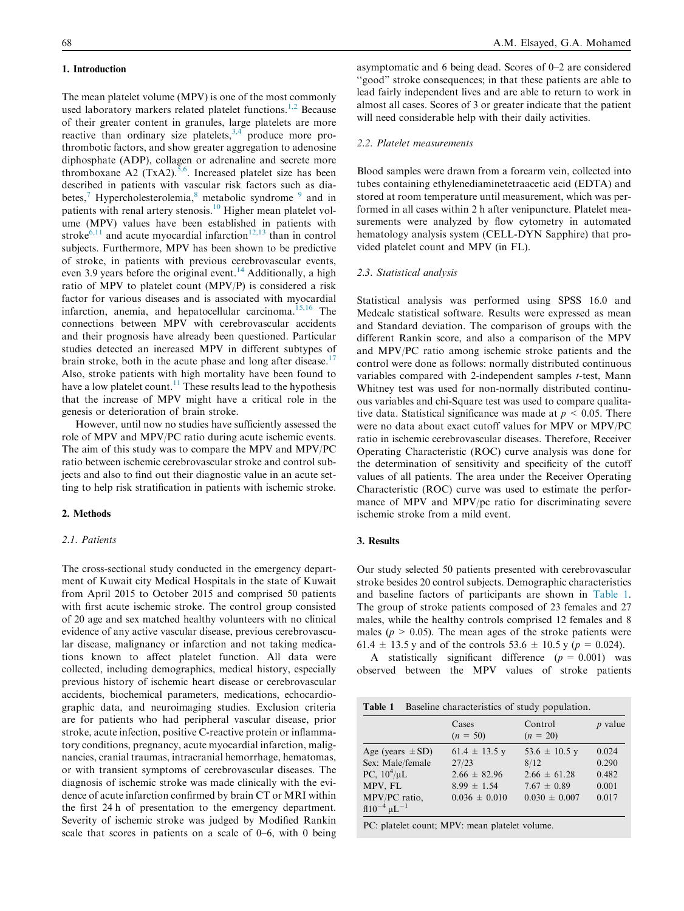## 1. Introduction

The mean platelet volume (MPV) is one of the most commonly used laboratory markers related platelet functions.[1,2] Because of their greater content in granules, large platelets are more reactive than ordinary size platelets,[3,4] produce more prothrombotic factors, and show greater aggregation to adenosine diphosphate (ADP), collagen or adrenaline and secrete more thromboxane A2 (TxA2).[5,6]. Increased platelet size has been described in patients with vascular risk factors such as diabetes,[7] Hypercholesterolemia,[8] metabolic syndrome [9] and in patients with renal artery stenosis.[10] Higher mean platelet volume (MPV) values have been established in patients with stroke[6,11] and acute myocardial infarction[12,13] than in control subjects. Furthermore, MPV has been shown to be predictive of stroke, in patients with previous cerebrovascular events, even 3.9 years before the original event.[14] Additionally, a high ratio of MPV to platelet count (MPV/P) is considered a risk factor for various diseases and is associated with myocardial infarction, anemia, and hepatocellular carcinoma.[15,16] The connections between MPV with cerebrovascular accidents and their prognosis have already been questioned. Particular studies detected an increased MPV in different subtypes of brain stroke, both in the acute phase and long after disease.[17] Also, stroke patients with high mortality have been found to have a low platelet count.[11] These results lead to the hypothesis that the increase of MPV might have a critical role in the genesis or deterioration of brain stroke.

However, until now no studies have sufficiently assessed the role of MPV and MPV/PC ratio during acute ischemic events. The aim of this study was to compare the MPV and MPV/PC ratio between ischemic cerebrovascular stroke and control subjects and also to find out their diagnostic value in an acute setting to help risk stratification in patients with ischemic stroke.

## 2. Methods

### 2.1. Patients

The cross-sectional study conducted in the emergency department of Kuwait city Medical Hospitals in the state of Kuwait from April 2015 to October 2015 and comprised 50 patients with first acute ischemic stroke. The control group consisted of 20 age and sex matched healthy volunteers with no clinical evidence of any active vascular disease, previous cerebrovascular disease, malignancy or infarction and not taking medications known to affect platelet function. All data were collected, including demographics, medical history, especially previous history of ischemic heart disease or cerebrovascular accidents, biochemical parameters, medications, echocardiographic data, and neuroimaging studies. Exclusion criteria are for patients who had peripheral vascular disease, prior stroke, acute infection, positive C-reactive protein or inflammatory conditions, pregnancy, acute myocardial infarction, malignancies, cranial traumas, intracranial hemorrhage, hematomas, or with transient symptoms of cerebrovascular diseases. The diagnosis of ischemic stroke was made clinically with the evidence of acute infarction confirmed by brain CT or MRI within the first 24 h of presentation to the emergency department. Severity of ischemic stroke was judged by Modified Rankin scale that scores in patients on a scale of 0–6, with 0 being asymptomatic and 6 being dead. Scores of 0–2 are considered "good" stroke consequences; in that these patients are able to lead fairly independent lives and are able to return to work in almost all cases. Scores of 3 or greater indicate that the patient will need considerable help with their daily activities.

### 2.2. Platelet measurements

Blood samples were drawn from a forearm vein, collected into tubes containing ethylenediaminetetraacetic acid (EDTA) and stored at room temperature until measurement, which was performed in all cases within 2 h after venipuncture. Platelet measurements were analyzed by flow cytometry in automated hematology analysis system (CELL-DYN Sapphire) that provided platelet count and MPV (in FL).

### 2.3. Statistical analysis

Statistical analysis was performed using SPSS 16.0 and Medcalc statistical software. Results were expressed as mean and Standard deviation. The comparison of groups with the different Rankin score, and also a comparison of the MPV and MPV/PC ratio among ischemic stroke patients and the control were done as follows: normally distributed continuous variables compared with 2-independent samples *t*-test, Mann Whitney test was used for non-normally distributed continuous variables and chi-Square test was used to compare qualitative data. Statistical significance was made at $p < 0.05$. There were no data about exact cutoff values for MPV or MPV/PC ratio in ischemic cerebrovascular diseases. Therefore, Receiver Operating Characteristic (ROC) curve analysis was done for the determination of sensitivity and specificity of the cutoff values of all patients. The area under the Receiver Operating Characteristic (ROC) curve was used to estimate the performance of MPV and MPV/pc ratio for discriminating severe ischemic stroke from a mild event.

## 3. Results

Our study selected 50 patients presented with cerebrovascular stroke besides 20 control subjects. Demographic characteristics and baseline factors of participants are shown in Table 1. The group of stroke patients composed of 23 females and 27 males, while the healthy controls comprised 12 females and 8 males ($p > 0.05$). The mean ages of the stroke patients were 61.4 ± 13.5 y and of the controls 53.6 ± 10.5 y ($p = 0.024$).

A statistically significant difference ($p = 0.001$) was observed between the MPV values of stroke patients

**Table 1** Baseline characteristics of study population.

| | Cases ($n = 50$) | Control ($n = 20$) | *p* value |
|---|---|---|---|
| Age (years ± SD) | 61.4 ± 13.5 y | 53.6 ± 10.5 y | 0.024 |
| Sex: Male/female | 27/23 | 8/12 | 0.290 |
| PC, $10^4/\mu L$ | 2.66 ± 82.96 | 2.66 ± 61.28 | 0.482 |
| MPV, FL | 8.99 ± 1.54 | 7.67 ± 0.89 | 0.001 |
| MPV/PC ratio, fl$10^{-4}$ $\mu L^{-1}$ | 0.036 ± 0.010 | 0.030 ± 0.007 | 0.017 |

PC: platelet count; MPV: mean platelet volume.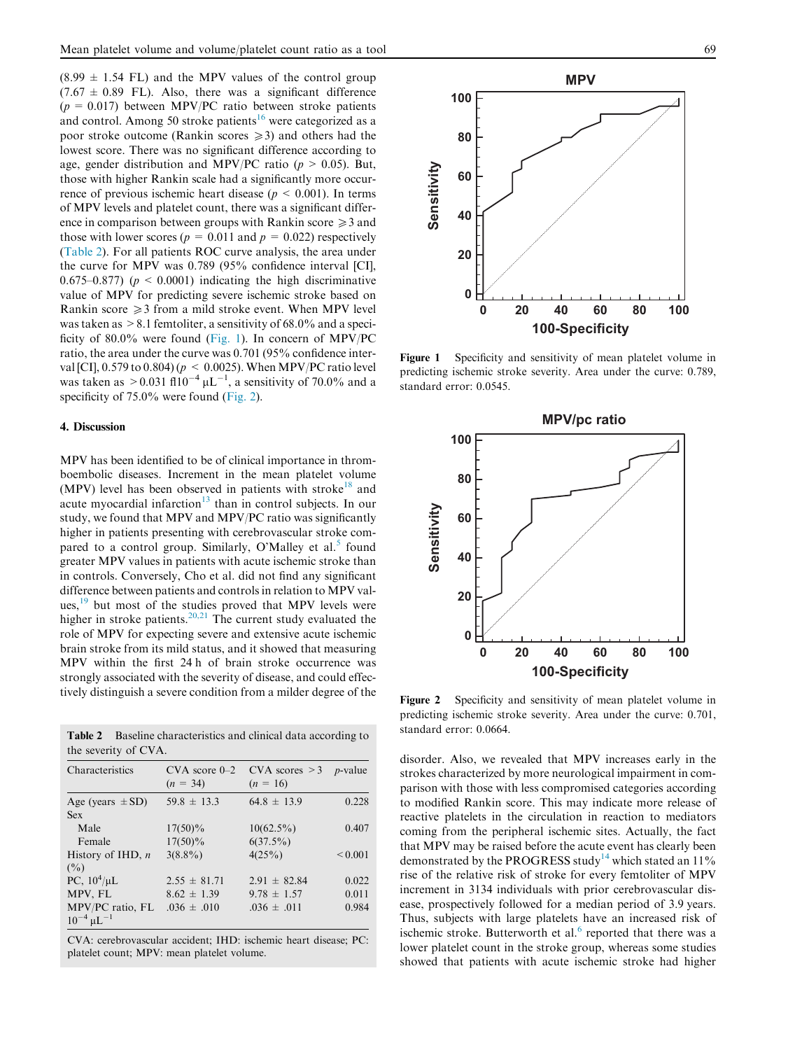(8.99 ± 1.54 FL) and the MPV values of the control group (7.67 ± 0.89 FL). Also, there was a significant difference ($p = 0.017$) between MPV/PC ratio between stroke patients and control. Among 50 stroke patients[16] were categorized as a poor stroke outcome (Rankin scores ⩾3) and others had the lowest score. There was no significant difference according to age, gender distribution and MPV/PC ratio ($p > 0.05$). But, those with higher Rankin scale had a significantly more occurrence of previous ischemic heart disease ($p < 0.001$). In terms of MPV levels and platelet count, there was a significant difference in comparison between groups with Rankin score ⩾3 and those with lower scores ($p = 0.011$ and $p = 0.022$) respectively (Table 2). For all patients ROC curve analysis, the area under the curve for MPV was 0.789 (95% confidence interval [CI], 0.675–0.877) ($p < 0.0001$) indicating the high discriminative value of MPV for predicting severe ischemic stroke based on Rankin score ⩾3 from a mild stroke event. When MPV level was taken as > 8.1 femtoliter, a sensitivity of 68.0% and a specificity of 80.0% were found (Fig. 1). In concern of MPV/PC ratio, the area under the curve was 0.701 (95% confidence interval [CI], 0.579 to 0.804) ($p < 0.0025$). When MPV/PC ratio level was taken as > 0.031 fl$10^{-4}$ $\mu L^{-1}$, a sensitivity of 70.0% and a specificity of 75.0% were found (Fig. 2).

## 4. Discussion

MPV has been identified to be of clinical importance in thromboembolic diseases. Increment in the mean platelet volume (MPV) level has been observed in patients with stroke[18] and acute myocardial infarction[13] than in control subjects. In our study, we found that MPV and MPV/PC ratio was significantly higher in patients presenting with cerebrovascular stroke compared to a control group. Similarly, O'Malley et al.[5] found greater MPV values in patients with acute ischemic stroke than in controls. Conversely, Cho et al. did not find any significant difference between patients and controls in relation to MPV values,[19] but most of the studies proved that MPV levels were higher in stroke patients.[20,21] The current study evaluated the role of MPV for expecting severe and extensive acute ischemic brain stroke from its mild status, and it showed that measuring MPV within the first 24 h of brain stroke occurrence was strongly associated with the severity of disease, and could effectively distinguish a severe condition from a milder degree of the disorder. Also, we revealed that MPV increases early in the strokes characterized by more neurological impairment in comparison with those with less compromised categories according to modified Rankin score. This may indicate more release of reactive platelets in the circulation in reaction to mediators coming from the peripheral ischemic sites. Actually, the fact that MPV may be raised before the acute event has clearly been demonstrated by the PROGRESS study[14] which stated an 11% rise of the relative risk of stroke for every femtoliter of MPV increment in 3134 individuals with prior cerebrovascular disease, prospectively followed for a median period of 3.9 years. Thus, subjects with large platelets have an increased risk of ischemic stroke. Butterworth et al.[6] reported that there was a lower platelet count in the stroke group, whereas some studies showed that patients with acute ischemic stroke had higher

**Table 2** Baseline characteristics and clinical data according to the severity of CVA.

| Characteristics | CVA score 0–2 ($n = 34$) | CVA scores > 3 ($n = 16$) | $p$-value |
|---|---|---|---|
| Age (years ± SD) | 59.8 ± 13.3 | 64.8 ± 13.9 | 0.228 |
| Sex | | | |
| Male | 17(50)% | 10(62.5%) | 0.407 |
| Female | 17(50)% | 6(37.5%) | |
| History of IHD, $n$ (%) | 3(8.8%) | 4(25%) | < 0.001 |
| PC, $10^4/\mu L$ | 2.55 ± 81.71 | 2.91 ± 82.84 | 0.022 |
| MPV, FL | 8.62 ± 1.39 | 9.78 ± 1.57 | 0.011 |
| MPV/PC ratio, FL $10^{-4}$ $\mu L^{-1}$ | .036 ± .010 | .036 ± .011 | 0.984 |

CVA: cerebrovascular accident; IHD: ischemic heart disease; PC: platelet count; MPV: mean platelet volume.

**Figure 1** Specificity and sensitivity of mean platelet volume in predicting ischemic stroke severity. Area under the curve: 0.789, standard error: 0.0545.

**Figure 2** Specificity and sensitivity of mean platelet volume in predicting ischemic stroke severity. Area under the curve: 0.701, standard error: 0.0664.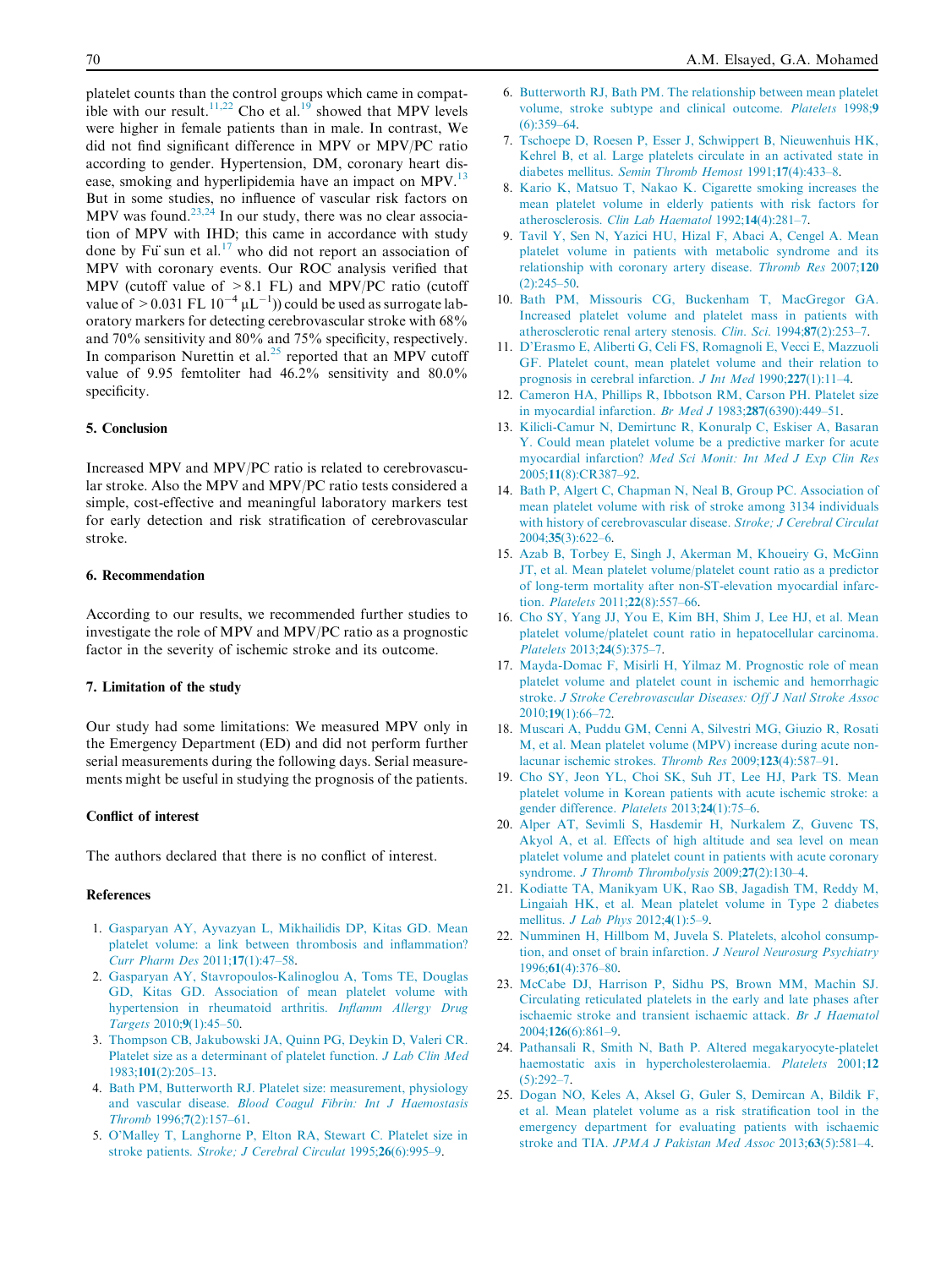platelet counts than the control groups which came in compatible with our result.[11,22] Cho et al.[19] showed that MPV levels were higher in female patients than in male. In contrast, We did not find significant difference in MPV or MPV/PC ratio according to gender. Hypertension, DM, coronary heart disease, smoking and hyperlipidemia have an impact on MPV.[13] But in some studies, no influence of vascular risk factors on MPV was found.[23,24] In our study, there was no clear association of MPV with IHD; this came in accordance with study done by Fu¨sun et al.[17] who did not report an association of MPV with coronary events. Our ROC analysis verified that MPV (cutoff value of >8.1 FL) and MPV/PC ratio (cutoff value of >0.031 FL $10^{-4}$ $\mu L^{-1}$)) could be used as surrogate laboratory markers for detecting cerebrovascular stroke with 68% and 70% sensitivity and 80% and 75% specificity, respectively. In comparison Nurettin et al.[25] reported that an MPV cutoff value of 9.95 femtoliter had 46.2% sensitivity and 80.0% specificity.

## 5. Conclusion

Increased MPV and MPV/PC ratio is related to cerebrovascular stroke. Also the MPV and MPV/PC ratio tests considered a simple, cost-effective and meaningful laboratory markers test for early detection and risk stratification of cerebrovascular stroke.

## 6. Recommendation

According to our results, we recommended further studies to investigate the role of MPV and MPV/PC ratio as a prognostic factor in the severity of ischemic stroke and its outcome.

## 7. Limitation of the study

Our study had some limitations: We measured MPV only in the Emergency Department (ED) and did not perform further serial measurements during the following days. Serial measurements might be useful in studying the prognosis of the patients.

## Conflict of interest

The authors declared that there is no conflict of interest.

## References

1. Gasparyan AY, Ayvazyan L, Mikhailidis DP, Kitas GD. Mean platelet volume: a link between thrombosis and inflammation? *Curr Pharm Des* 2011;**17**(1):47–58.
2. Gasparyan AY, Stavropoulos-Kalinoglou A, Toms TE, Douglas GD, Kitas GD. Association of mean platelet volume with hypertension in rheumatoid arthritis. *Inflamm Allergy Drug Targets* 2010;**9**(1):45–50.
3. Thompson CB, Jakubowski JA, Quinn PG, Deykin D, Valeri CR. Platelet size as a determinant of platelet function. *J Lab Clin Med* 1983;**101**(2):205–13.
4. Bath PM, Butterworth RJ. Platelet size: measurement, physiology and vascular disease. *Blood Coagul Fibrin: Int J Haemostasis Thromb* 1996;**7**(2):157–61.
5. O'Malley T, Langhorne P, Elton RA, Stewart C. Platelet size in stroke patients. *Stroke; J Cerebral Circulat* 1995;**26**(6):995–9.
6. Butterworth RJ, Bath PM. The relationship between mean platelet volume, stroke subtype and clinical outcome. *Platelets* 1998;**9**(6):359–64.
7. Tschoepe D, Roesen P, Esser J, Schwippert B, Nieuwenhuis HK, Kehrel B, et al. Large platelets circulate in an activated state in diabetes mellitus. *Semin Thromb Hemost* 1991;**17**(4):433–8.
8. Kario K, Matsuo T, Nakao K. Cigarette smoking increases the mean platelet volume in elderly patients with risk factors for atherosclerosis. *Clin Lab Haematol* 1992;**14**(4):281–7.
9. Tavil Y, Sen N, Yazici HU, Hizal F, Abaci A, Cengel A. Mean platelet volume in patients with metabolic syndrome and its relationship with coronary artery disease. *Thromb Res* 2007;**120**(2):245–50.
10. Bath PM, Missouris CG, Buckenham T, MacGregor GA. Increased platelet volume and platelet mass in patients with atherosclerotic renal artery stenosis. *Clin. Sci.* 1994;**87**(2):253–7.
11. D'Erasmo E, Aliberti G, Celi FS, Romagnoli E, Vecci E, Mazzuoli GF. Platelet count, mean platelet volume and their relation to prognosis in cerebral infarction. *J Int Med* 1990;**227**(1):11–4.
12. Cameron HA, Phillips R, Ibbotson RM, Carson PH. Platelet size in myocardial infarction. *Br Med J* 1983;**287**(6390):449–51.
13. Kilicli-Camur N, Demirtunc R, Konuralp C, Eskiser A, Basaran Y. Could mean platelet volume be a predictive marker for acute myocardial infarction? *Med Sci Monit: Int Med J Exp Clin Res* 2005;**11**(8):CR387–92.
14. Bath P, Algert C, Chapman N, Neal B, Group PC. Association of mean platelet volume with risk of stroke among 3134 individuals with history of cerebrovascular disease. *Stroke; J Cerebral Circulat* 2004;**35**(3):622–6.
15. Azab B, Torbey E, Singh J, Akerman M, Khoueiry G, McGinn JT, et al. Mean platelet volume/platelet count ratio as a predictor of long-term mortality after non-ST-elevation myocardial infarction. *Platelets* 2011;**22**(8):557–66.
16. Cho SY, Yang JJ, You E, Kim BH, Shim J, Lee HJ, et al. Mean platelet volume/platelet count ratio in hepatocellular carcinoma. *Platelets* 2013;**24**(5):375–7.
17. Mayda-Domac F, Misirli H, Yilmaz M. Prognostic role of mean platelet volume and platelet count in ischemic and hemorrhagic stroke. *J Stroke Cerebrovascular Diseases: Off J Natl Stroke Assoc* 2010;**19**(1):66–72.
18. Muscari A, Puddu GM, Cenni A, Silvestri MG, Giuzio R, Rosati M, et al. Mean platelet volume (MPV) increase during acute non-lacunar ischemic strokes. *Thromb Res* 2009;**123**(4):587–91.
19. Cho SY, Jeon YL, Choi SK, Suh JT, Lee HJ, Park TS. Mean platelet volume in Korean patients with acute ischemic stroke: a gender difference. *Platelets* 2013;**24**(1):75–6.
20. Alper AT, Sevimli S, Hasdemir H, Nurkalem Z, Guvenc TS, Akyol A, et al. Effects of high altitude and sea level on mean platelet volume and platelet count in patients with acute coronary syndrome. *J Thromb Thrombolysis* 2009;**27**(2):130–4.
21. Kodiatte TA, Manikyam UK, Rao SB, Jagadish TM, Reddy M, Lingaiah HK, et al. Mean platelet volume in Type 2 diabetes mellitus. *J Lab Phys* 2012;**4**(1):5–9.
22. Numminen H, Hillbom M, Juvela S. Platelets, alcohol consumption, and onset of brain infarction. *J Neurol Neurosurg Psychiatry* 1996;**61**(4):376–80.
23. McCabe DJ, Harrison P, Sidhu PS, Brown MM, Machin SJ. Circulating reticulated platelets in the early and late phases after ischaemic stroke and transient ischaemic attack. *Br J Haematol* 2004;**126**(6):861–9.
24. Pathansali R, Smith N, Bath P. Altered megakaryocyte-platelet haemostatic axis in hypercholesterolaemia. *Platelets* 2001;**12**(5):292–7.
25. Dogan NO, Keles A, Aksel G, Guler S, Demircan A, Bildik F, et al. Mean platelet volume as a risk stratification tool in the emergency department for evaluating patients with ischaemic stroke and TIA. *JPMA J Pakistan Med Assoc* 2013;**63**(5):581–4.